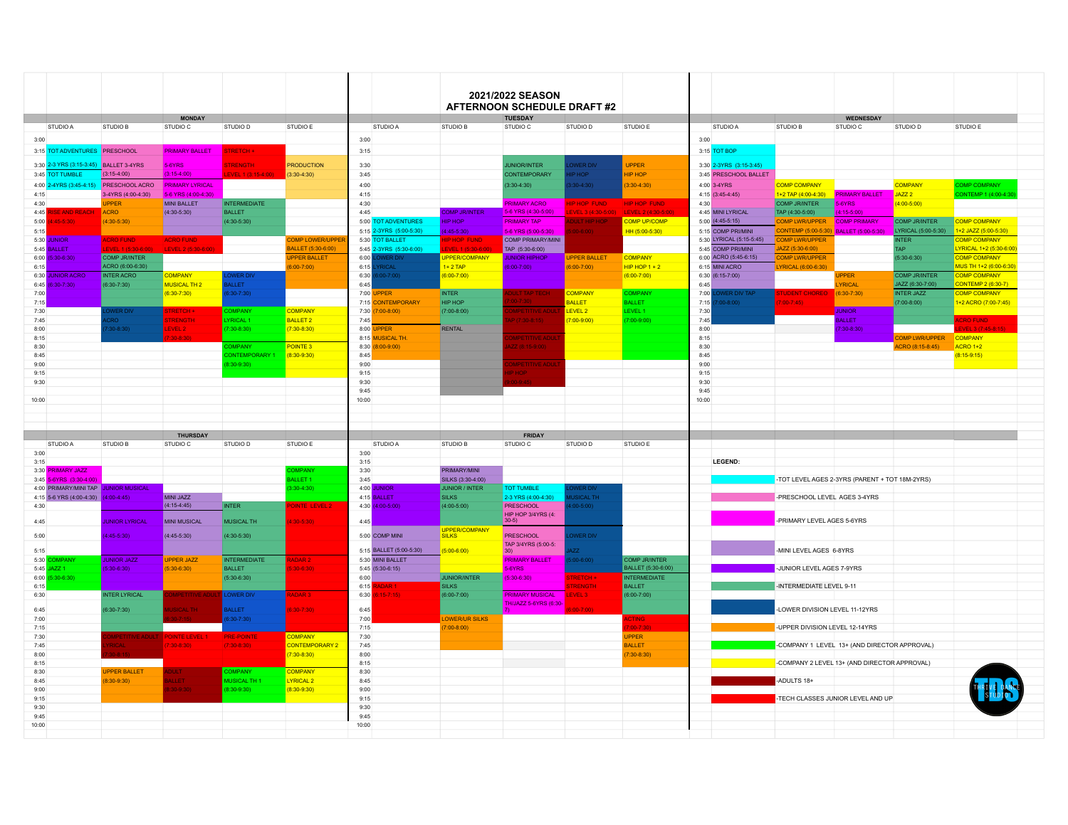# 2021/2022 SEASON
## AFTERNOON SCHEDULE DRAFT #2

### MONDAY

| | STUDIO A | STUDIO B | STUDIO C | STUDIO D | STUDIO E |
|---|---|---|---|---|---|
| 3:00 | | | | | |
| 3:15 | TOT ADVENTURES | PRESCHOOL | PRIMARY BALLET | STRETCH + | |
| 3:30 | 2-3 YRS (3:15-3:45) | BALLET 3-4YRS | 5-6YRS | STRENGTH | PRODUCTION |
| 3:45 | TOT TUMBLE | (3:15-4:00) | (3:15-4:00) | LEVEL 1 (3:15-4:00) | (3:30-4:30) |
| 4:00 | 2-4YRS (3:45-4:15) | PRESCHOOL ACRO | PRIMARY LYRICAL | | |
| 4:15 | | 3-4YRS (4:00-4:30) | 5-6 YRS (4:00-4:30) | | |
| 4:30 | | UPPER | MINI BALLET | INTERMEDIATE | |
| 4:45 | RISE AND REACH | ACRO | (4:30-5:30) | BALLET | |
| 5:00 | (4:45-5:30) | (4:30-5:30) | | (4:30-5:30) | |
| 5:15 | | | | | |
| 5:30 | JUNIOR | ACRO FUND | ACRO FUND | | COMP LOWER/UPPER |
| 5:45 | BALLET | LEVEL 1 (5:30-6:00) | LEVEL 2 (5:30-6:00) | | BALLET (5:30-6:00) |
| 6:00 | (5:30-6:30) | COMP JR/INTER | | | UPPER BALLET |
| 6:15 | | ACRO (6:00-6:30) | | | (6:00-7:00) |
| 6:30 | JUNIOR ACRO | INTER ACRO | COMPANY | LOWER DIV | |
| 6:45 | (6:30-7:30) | (6:30-7:30) | MUSICAL TH 2 | BALLET | |
| 7:00 | | | (6:30-7:30) | (6:30-7:30) | |
| 7:15 | | | | | |
| 7:30 | | LOWER DIV | STRETCH + | COMPANY | COMPANY |
| 7:45 | | ACRO | STRENGTH | LYRICAL 1 | BALLET 2 |
| 8:00 | | (7:30-8:30) | LEVEL 2 | (7:30-8:30) | (7:30-8:30) |
| 8:15 | | | (7:30-8:30) | | |
| 8:30 | | | | COMPANY | POINTE 3 |
| 8:45 | | | | CONTEMPORARY 1 | (8:30-9:30) |
| 9:00 | | | | (8:30-9:30) | |
| 9:15 | | | | | |
| 9:30 | | | | | |
| 10:00 | | | | | |

### TUESDAY

| | STUDIO A | STUDIO B | STUDIO C | STUDIO D | STUDIO E |
|---|---|---|---|---|---|
| 3:00 | | | | | |
| 3:15 | | | | | |
| 3:30 | | | JUNIOR/INTER | LOWER DIV | UPPER |
| 3:45 | | | CONTEMPORARY | HIP HOP | HIP HOP |
| 4:00 | | | (3:30-4:30) | (3:30-4:30) | (3:30-4:30) |
| 4:15 | | | | | |
| 4:30 | | | PRIMARY ACRO | HIP HOP FUND | HIP HOP FUND |
| 4:45 | | COMP JR/INTER | 5-6 YRS (4:30-5:00) | LEVEL 3 (4:30-5:00) | LEVEL 2 (4:30-5:00) |
| 5:00 | TOT ADVENTURES | HIP HOP | PRIMARY TAP | ADULT HIP HOP | COMP UP/COMP |
| 5:15 | 2-3YRS (5:00-5:30) | (4:45-5:30) | 5-6 YRS (5:00-5:30) | (5:00-6:00) | HH (5:00-5:30) |
| 5:30 | TOT BALLET | HIP HOP FUND | COMP PRIMARY/MINI | | |
| 5:45 | 2-3YRS (5:30-6:00) | LEVEL 1 (5:30-6:00) | TAP (5:30-6:00) | | |
| 6:00 | LOWER DIV | UPPER/COMPANY | JUNIOR HIPHOP | UPPER BALLET | COMPANY |
| 6:15 | LYRICAL | 1+ 2 TAP | (6:00-7:00) | (6:00-7:00) | HIP HOP 1 + 2 |
| 6:30 | (6:00-7:00) | (6:00-7:00) | | | (6:00-7:00) |
| 6:45 | | | | | |
| 7:00 | UPPER | INTER | ADULT TAP TECH | COMPANY | COMPANY |
| 7:15 | CONTEMPORARY | HIP HOP | (7:00-7:30) | BALLET | BALLET |
| 7:30 | (7:00-8:00) | (7:00-8:00) | COMPETITIVE ADULT | LEVEL 2 | LEVEL 1 |
| 7:45 | | | TAP (7:30-8:15) | (7:00-9:00) | (7:00-9:00) |
| 8:00 | UPPER | RENTAL | | | |
| 8:15 | MUSICAL TH. | | COMPETITIVE ADULT | | |
| 8:30 | (8:00-9:00) | | JAZZ (8:15-9:00) | | |
| 8:45 | | | | | |
| 9:00 | | | COMPETITIVE ADULT | | |
| 9:15 | | | HIP HOP | | |
| 9:30 | | | (9:00-9:45) | | |
| 9:45 | | | | | |
| 10:00 | | | | | |

### WEDNESDAY

| | STUDIO A | STUDIO B | STUDIO C | STUDIO D | STUDIO E |
|---|---|---|---|---|---|
| 3:00 | | | | | |
| 3:15 | TOT BOP | | | | |
| 3:30 | 2-3YRS (3:15-3:45) | | | | |
| 3:45 | PRESCHOOL BALLET | | | | |
| 4:00 | 3-4YRS | COMP COMPANY | | COMPANY | COMP COMPANY |
| 4:15 | (3:45-4:45) | 1+2 TAP (4:00-4:30) | PRIMARY BALLET | JAZZ 2 | CONTEMP 1 (4:00-4:30) |
| 4:30 | | COMP JR/INTER | 5-6YRS | (4:00-5:00) | |
| 4:45 | MINI LYRICAL | TAP (4:30-5:00) | (4:15-5:00) | | |
| 5:00 | (4:45-5:15) | COMP LWR/UPPER | COMP PRIMARY | COMP JR/INTER | COMP COMPANY |
| 5:15 | COMP PRI/MINI | CONTEMP (5:00-5:30) | BALLET (5:00-5:30) | LYRICAL (5:00-5:30) | 1+2 JAZZ (5:00-5:30) |
| 5:30 | LYRICAL (5:15-5:45) | COMP LWR/UPPER | | INTER | COMP COMPANY |
| 5:45 | COMP PRI/MINI | JAZZ (5:30-6:00) | | TAP | LYRICAL 1+2 (5:30-6:00) |
| 6:00 | ACRO (5:45-6:15) | COMP LWR/UPPER | | (5:30-6:30) | COMP COMPANY |
| 6:15 | MINI ACRO | LYRICAL (6:00-6:30) | | | MUS TH 1+2 (6:00-6:30) |
| 6:30 | (6:15-7:00) | | UPPER | COMP JR/INTER | COMP COMPANY |
| 6:45 | | | LYRICAL | JAZZ (6:30-7:00) | CONTEMP 2 (6:30-7) |
| 7:00 | LOWER DIV TAP | STUDENT CHOREO | (6:30-7:30) | INTER JAZZ | COMP COMPANY |
| 7:15 | (7:00-8:00) | (7:00-7:45) | | (7:00-8:00) | 1+2 ACRO (7:00-7:45) |
| 7:30 | | | JUNIOR | | |
| 7:45 | | | BALLET | | ACRO FUND |
| 8:00 | | | (7:30-8:30) | | LEVEL 3 (7:45-8:15) |
| 8:15 | | | | COMP LWR/UPPER | COMPANY |
| 8:30 | | | | ACRO (8:15-8:45) | ACRO 1+2 |
| 8:45 | | | | | (8:15-9:15) |
| 9:00 | | | | | |
| 9:15 | | | | | |
| 9:30 | | | | | |
| 9:45 | | | | | |
| 10:00 | | | | | |

### THURSDAY

| | STUDIO A | STUDIO B | STUDIO C | STUDIO D | STUDIO E |
|---|---|---|---|---|---|
| 3:00 | | | | | |
| 3:15 | | | | | |
| 3:30 | PRIMARY JAZZ | | | | COMPANY |
| 3:45 | 5-6YRS (3:30-4:00) | | | | BALLET 1 |
| 4:00 | PRIMARY/MINI TAP | JUNIOR MUSICAL | | | (3:30-4:30) |
| 4:15 | 5-6 YRS (4:00-4:30) | (4:00-4:45) | MINI JAZZ | | |
| 4:30 | | | (4:15-4:45) | INTER | POINTE LEVEL 2 |
| 4:45 | | JUNIOR LYRICAL | MINI MUSICAL | MUSICAL TH | (4:30-5:30) |
| 5:00 | | (4:45-5:30) | (4:45-5:30) | (4:30-5:30) | |
| 5:15 | | | | | |
| 5:30 | COMPANY | JUNIOR JAZZ | UPPER JAZZ | INTERMEDIATE | RADAR 2 |
| 5:45 | JAZZ 1 | (5:30-6:30) | (5:30-6:30) | BALLET | (5:30-6:30) |
| 6:00 | (5:30-6:30) | | | (5:30-6:30) | |
| 6:15 | | | | | |
| 6:30 | | INTER LYRICAL | COMPETITIVE ADULT | LOWER DIV | RADAR 3 |
| 6:45 | | (6:30-7:30) | MUSICAL TH | BALLET | (6:30-7:30) |
| 7:00 | | | (6:30-7:15) | (6:30-7:30) | |
| 7:15 | | | | | |
| 7:30 | | COMPETITIVE ADULT | POINTE LEVEL 1 | PRE-POINTE | COMPANY |
| 7:45 | | LYRICAL | (7:30-8:30) | (7:30-8:30) | CONTEMPORARY 2 |
| 8:00 | | (7:30-8:15) | | | (7:30-8:30) |
| 8:15 | | | | | |
| 8:30 | | UPPER BALLET | ADULT | COMPANY | COMPANY |
| 8:45 | | (8:30-9:30) | BALLET | MUSICAL TH 1 | LYRICAL 2 |
| 9:00 | | | (8:30-9:30) | (8:30-9:30) | (8:30-9:30) |
| 9:15 | | | | | |
| 9:30 | | | | | |
| 9:45 | | | | | |
| 10:00 | | | | | |

### FRIDAY

| | STUDIO A | STUDIO B | STUDIO C | STUDIO D | STUDIO E |
|---|---|---|---|---|---|
| 3:00 | | | | | |
| 3:15 | | | | | |
| 3:30 | | PRIMARY/MINI | | | |
| 3:45 | | SILKS (3:30-4:00) | | | |
| 4:00 | JUNIOR | JUNIOR / INTER | TOT TUMBLE | LOWER DIV | |
| 4:15 | BALLET | SILKS | 2-3 YRS (4:00-4:30) | MUSICAL TH | |
| 4:30 | (4:00-5:00) | (4:00-5:00) | PRESCHOOL | (4:00-5:00) | |
| 4:45 | | | HIP HOP 3/4YRS (4:30-5) | | |
| 5:00 | COMP MINI | UPPER/COMPANY SILKS | PRESCHOOL | LOWER DIV | |
| 5:15 | BALLET (5:00-5:30) | (5:00-6:00) | TAP 3/4YRS (5:00-5:30) | JAZZ | |
| 5:30 | MINI BALLET | | PRIMARY BALLET | (5:00-6:00) | COMP JR/INTER |
| 5:45 | (5:30-6:15) | | 5-6YRS | | BALLET (5:30-6:00) |
| 6:00 | | JUNIOR/INTER | (5:30-6:30) | STRETCH + | INTERMEDIATE |
| 6:15 | RADAR 1 | SILKS | | STRENGTH | BALLET |
| 6:30 | (6:15-7:15) | (6:00-7:00) | PRIMARY MUSICAL TH/JAZZ 5-6YRS (6:30-7) | LEVEL 3 | (6:00-7:00) |
| 6:45 | | | | (6:00-7:00) | |
| 7:00 | | LOWER/UR SILKS | | | ACTING |
| 7:15 | | (7:00-8:00) | | | (7:00-7:30) |
| 7:30 | | | | | UPPER |
| 7:45 | | | | | BALLET |
| 8:00 | | | | | (7:30-8:30) |
| 8:15 | | | | | |
| 8:30 | | | | | |
| 8:45 | | | | | |
| 9:00 | | | | | |
| 9:15 | | | | | |
| 9:30 | | | | | |
| 9:45 | | | | | |
| 10:00 | | | | | |

### LEGEND:

- -TOT LEVEL AGES 2-3YRS (PARENT + TOT 18M-2YRS)
- -PRESCHOOL LEVEL AGES 3-4YRS
- -PRIMARY LEVEL AGES 5-6YRS
- -MINI LEVEL AGES 6-8YRS
- -JUNIOR LEVEL AGES 7-9YRS
- -INTERMEDIATE LEVEL 9-11
- -LOWER DIVISION LEVEL 11-12YRS
- -UPPER DIVISION LEVEL 12-14YRS
- -COMPANY 1 LEVEL 13+ (AND DIRECTOR APPROVAL)
- -COMPANY 2 LEVEL 13+ (AND DIRECTOR APPROVAL)
- -ADULTS 18+
- -TECH CLASSES JUNIOR LEVEL AND UP

THRIVE DANCE STUDIO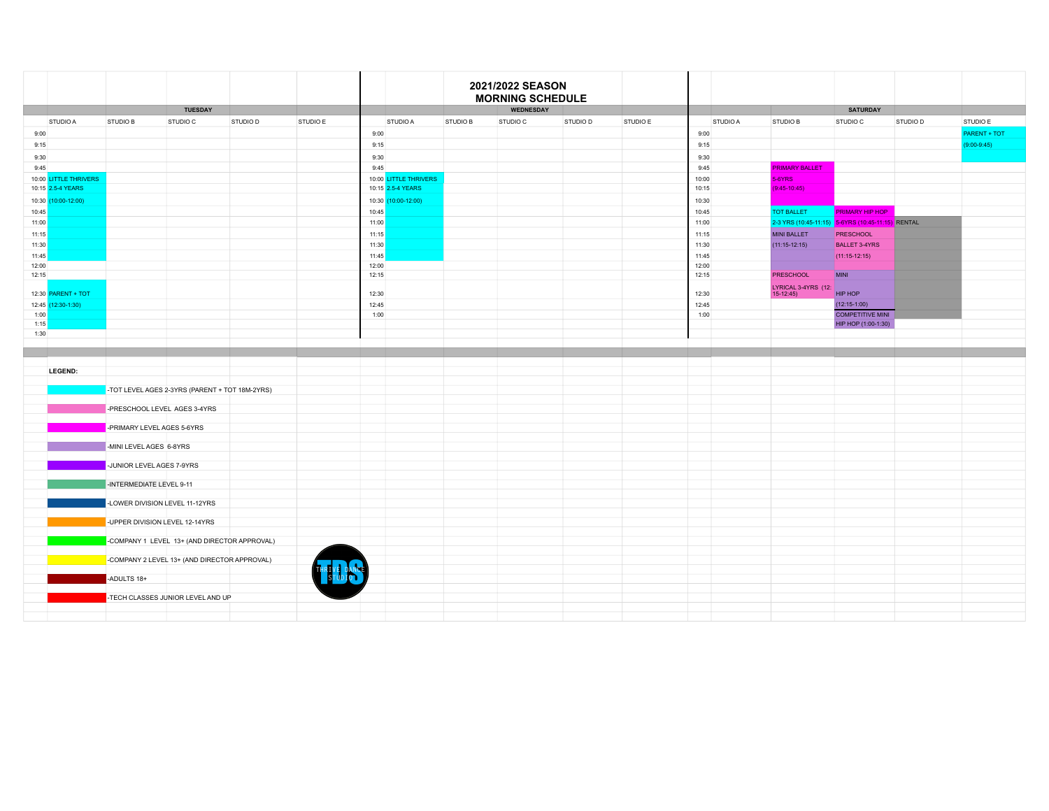# 2021/2022 SEASON MORNING SCHEDULE

## TUESDAY

| | STUDIO A | STUDIO B | STUDIO C | STUDIO D | STUDIO E |
|---|---|---|---|---|---|
| 9:00 | | | | | |
| 9:15 | | | | | |
| 9:30 | | | | | |
| 9:45 | | | | | |
| 10:00 | LITTLE THRIVERS | | | | |
| 10:15 | 2.5-4 YEARS | | | | |
| 10:30 | (10:00-12:00) | | | | |
| 10:45 | | | | | |
| 11:00 | | | | | |
| 11:15 | | | | | |
| 11:30 | | | | | |
| 11:45 | | | | | |
| 12:00 | | | | | |
| 12:15 | | | | | |
| 12:30 | PARENT + TOT | | | | |
| 12:45 | (12:30-1:30) | | | | |
| 1:00 | | | | | |
| 1:15 | | | | | |
| 1:30 | | | | | |

## WEDNESDAY

| | STUDIO A | STUDIO B | STUDIO C | STUDIO D | STUDIO E |
|---|---|---|---|---|---|
| 9:00 | | | | | |
| 9:15 | | | | | |
| 9:30 | | | | | |
| 9:45 | | | | | |
| 10:00 | LITTLE THRIVERS | | | | |
| 10:15 | 2.5-4 YEARS | | | | |
| 10:30 | (10:00-12:00) | | | | |
| 10:45 | | | | | |
| 11:00 | | | | | |
| 11:15 | | | | | |
| 11:30 | | | | | |
| 11:45 | | | | | |
| 12:00 | | | | | |
| 12:15 | | | | | |
| 12:30 | | | | | |
| 12:45 | | | | | |
| 1:00 | | | | | |

## SATURDAY

| | STUDIO A | STUDIO B | STUDIO C | STUDIO D | STUDIO E |
|---|---|---|---|---|---|
| 9:00 | | | | | PARENT + TOT |
| 9:15 | | | | | (9:00-9:45) |
| 9:30 | | | | | |
| 9:45 | | PRIMARY BALLET | | | |
| 10:00 | | 5-6YRS | | | |
| 10:15 | | (9:45-10:45) | | | |
| 10:30 | | | | | |
| 10:45 | | TOT BALLET | PRIMARY HIP HOP | | |
| 11:00 | | 2-3 YRS (10:45-11:15) | 5-6YRS (10:45-11:15) | RENTAL | |
| 11:15 | | MINI BALLET | PRESCHOOL | | |
| 11:30 | | (11:15-12:15) | BALLET 3-4YRS | | |
| 11:45 | | | (11:15-12:15) | | |
| 12:00 | | | | | |
| 12:15 | | PRESCHOOL | MINI | | |
| 12:30 | | LYRICAL 3-4YRS (12:15-12:45) | HIP HOP | | |
| 12:45 | | | (12:15-1:00) | | |
| 1:00 | | | COMPETITIVE MINI | | |
| | | | HIP HOP (1:00-1:30) | | |

**LEGEND:**

- TOT LEVEL AGES 2-3YRS (PARENT + TOT 18M-2YRS)
- PRESCHOOL LEVEL AGES 3-4YRS
- PRIMARY LEVEL AGES 5-6YRS
- MINI LEVEL AGES 6-8YRS
- JUNIOR LEVEL AGES 7-9YRS
- INTERMEDIATE LEVEL 9-11
- LOWER DIVISION LEVEL 11-12YRS
- UPPER DIVISION LEVEL 12-14YRS
- COMPANY 1 LEVEL 13+ (AND DIRECTOR APPROVAL)
- COMPANY 2 LEVEL 13+ (AND DIRECTOR APPROVAL)
- ADULTS 18+
- TECH CLASSES JUNIOR LEVEL AND UP

TDS THRIVE DANCE STUDIO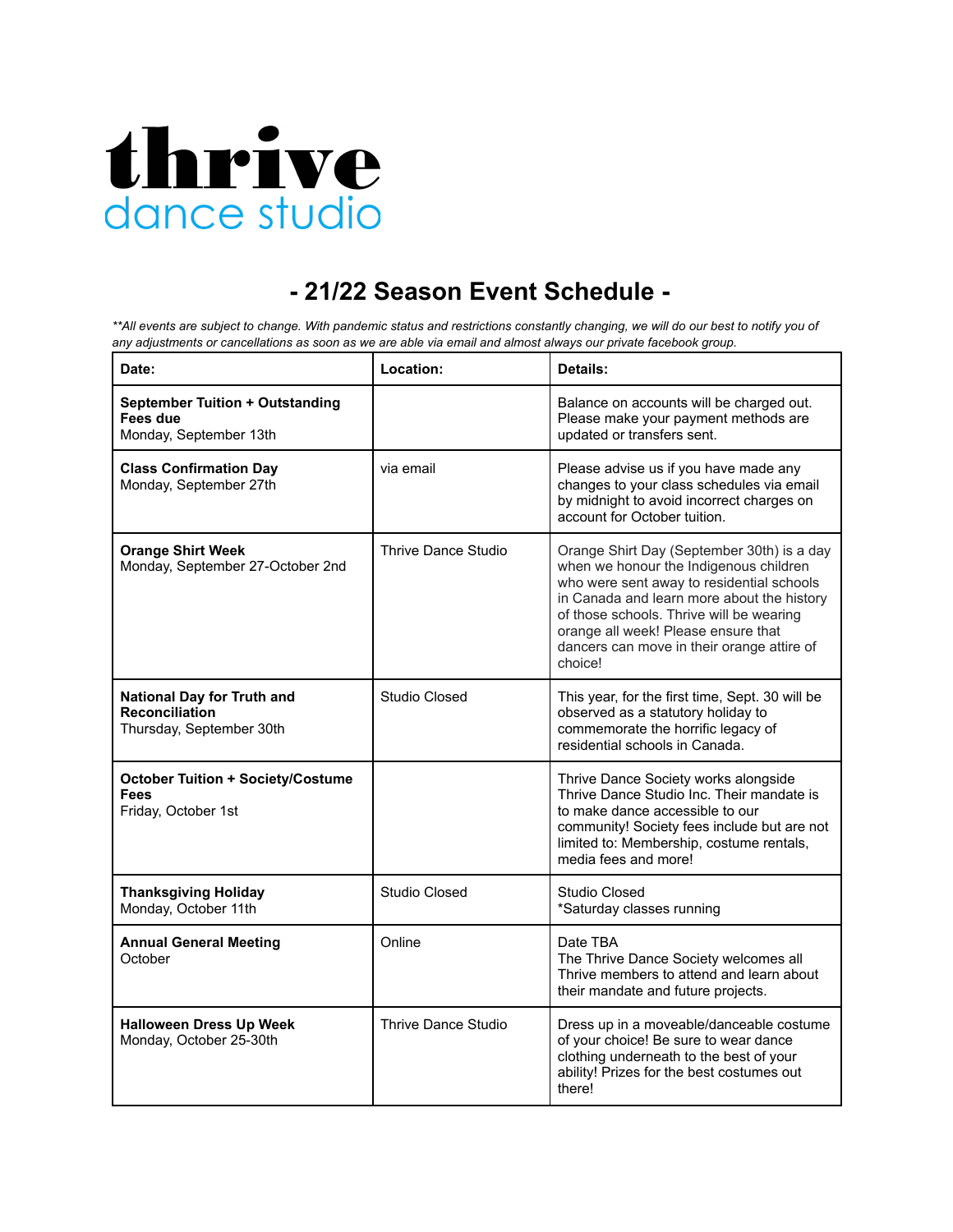# thrive
## dance studio

## - 21/22 Season Event Schedule -

*\*\*All events are subject to change. With pandemic status and restrictions constantly changing, we will do our best to notify you of any adjustments or cancellations as soon as we are able via email and almost always our private facebook group.*

| Date: | Location: | Details: |
|---|---|---|
| **September Tuition + Outstanding Fees due**<br>Monday, September 13th | | Balance on accounts will be charged out. Please make your payment methods are updated or transfers sent. |
| **Class Confirmation Day**<br>Monday, September 27th | via email | Please advise us if you have made any changes to your class schedules via email by midnight to avoid incorrect charges on account for October tuition. |
| **Orange Shirt Week**<br>Monday, September 27-October 2nd | Thrive Dance Studio | Orange Shirt Day (September 30th) is a day when we honour the Indigenous children who were sent away to residential schools in Canada and learn more about the history of those schools. Thrive will be wearing orange all week! Please ensure that dancers can move in their orange attire of choice! |
| **National Day for Truth and Reconciliation**<br>Thursday, September 30th | Studio Closed | This year, for the first time, Sept. 30 will be observed as a statutory holiday to commemorate the horrific legacy of residential schools in Canada. |
| **October Tuition + Society/Costume Fees**<br>Friday, October 1st | | Thrive Dance Society works alongside Thrive Dance Studio Inc. Their mandate is to make dance accessible to our community! Society fees include but are not limited to: Membership, costume rentals, media fees and more! |
| **Thanksgiving Holiday**<br>Monday, October 11th | Studio Closed | Studio Closed<br>*Saturday classes running |
| **Annual General Meeting**<br>October | Online | Date TBA<br>The Thrive Dance Society welcomes all Thrive members to attend and learn about their mandate and future projects. |
| **Halloween Dress Up Week**<br>Monday, October 25-30th | Thrive Dance Studio | Dress up in a moveable/danceable costume of your choice! Be sure to wear dance clothing underneath to the best of your ability! Prizes for the best costumes out there! |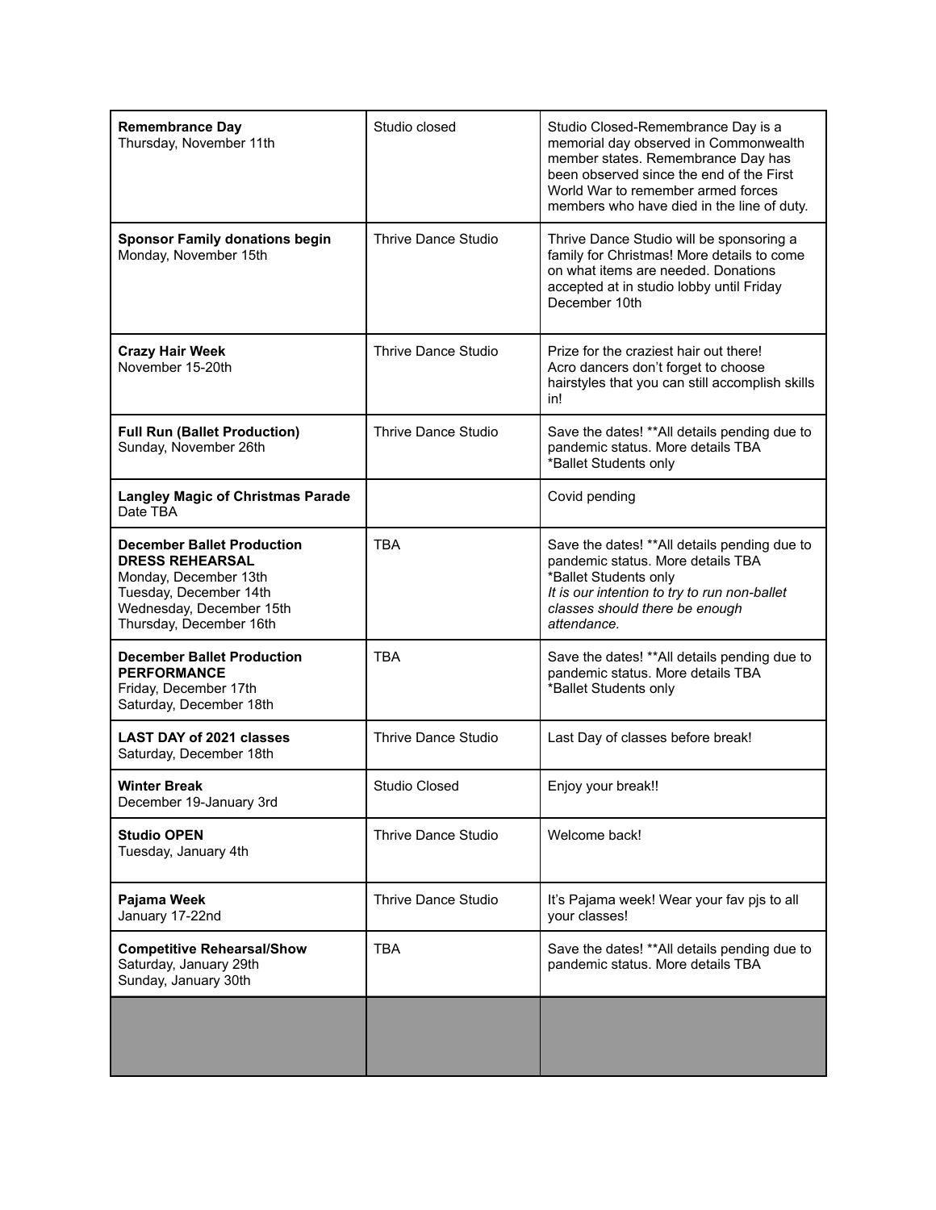| | | |
|---|---|---|
| **Remembrance Day**<br>Thursday, November 11th | Studio closed | Studio Closed-Remembrance Day is a memorial day observed in Commonwealth member states. Remembrance Day has been observed since the end of the First World War to remember armed forces members who have died in the line of duty. |
| **Sponsor Family donations begin**<br>Monday, November 15th | Thrive Dance Studio | Thrive Dance Studio will be sponsoring a family for Christmas! More details to come on what items are needed. Donations accepted at in studio lobby until Friday December 10th |
| **Crazy Hair Week**<br>November 15-20th | Thrive Dance Studio | Prize for the craziest hair out there!<br>Acro dancers don't forget to choose hairstyles that you can still accomplish skills in! |
| **Full Run (Ballet Production)**<br>Sunday, November 26th | Thrive Dance Studio | Save the dates! **All details pending due to pandemic status. More details TBA<br>*Ballet Students only |
| **Langley Magic of Christmas Parade**<br>Date TBA | | Covid pending |
| **December Ballet Production DRESS REHEARSAL**<br>Monday, December 13th<br>Tuesday, December 14th<br>Wednesday, December 15th<br>Thursday, December 16th | TBA | Save the dates! **All details pending due to pandemic status. More details TBA<br>*Ballet Students only<br>*It is our intention to try to run non-ballet classes should there be enough attendance.* |
| **December Ballet Production PERFORMANCE**<br>Friday, December 17th<br>Saturday, December 18th | TBA | Save the dates! **All details pending due to pandemic status. More details TBA<br>*Ballet Students only |
| **LAST DAY of 2021 classes**<br>Saturday, December 18th | Thrive Dance Studio | Last Day of classes before break! |
| **Winter Break**<br>December 19-January 3rd | Studio Closed | Enjoy your break!! |
| **Studio OPEN**<br>Tuesday, January 4th | Thrive Dance Studio | Welcome back! |
| **Pajama Week**<br>January 17-22nd | Thrive Dance Studio | It's Pajama week! Wear your fav pjs to all your classes! |
| **Competitive Rehearsal/Show**<br>Saturday, January 29th<br>Sunday, January 30th | TBA | Save the dates! **All details pending due to pandemic status. More details TBA |
| | | |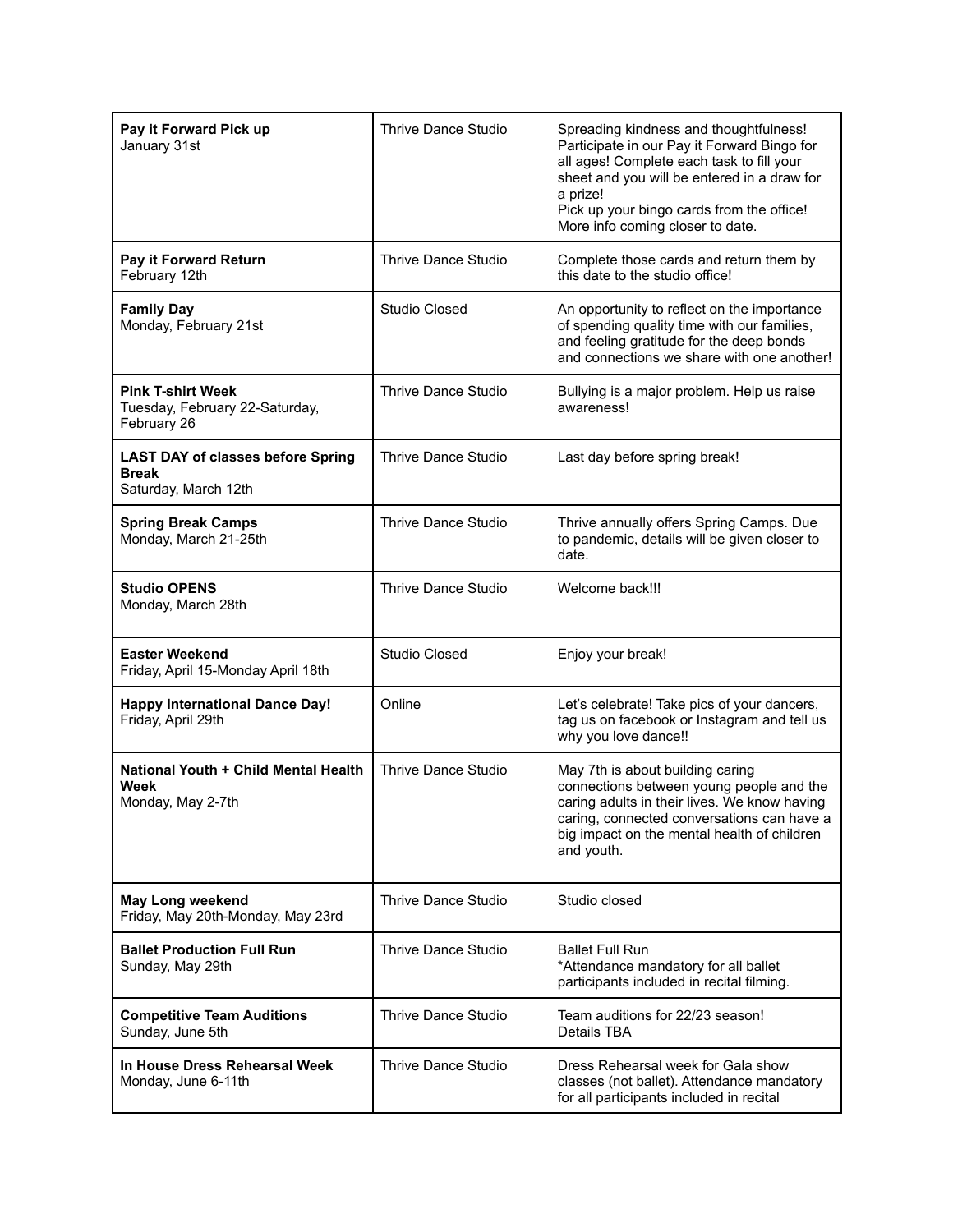| | | |
|---|---|---|
| **Pay it Forward Pick up**<br>January 31st | Thrive Dance Studio | Spreading kindness and thoughtfulness! Participate in our Pay it Forward Bingo for all ages! Complete each task to fill your sheet and you will be entered in a draw for a prize!<br>Pick up your bingo cards from the office! More info coming closer to date. |
| **Pay it Forward Return**<br>February 12th | Thrive Dance Studio | Complete those cards and return them by this date to the studio office! |
| **Family Day**<br>Monday, February 21st | Studio Closed | An opportunity to reflect on the importance of spending quality time with our families, and feeling gratitude for the deep bonds and connections we share with one another! |
| **Pink T-shirt Week**<br>Tuesday, February 22-Saturday, February 26 | Thrive Dance Studio | Bullying is a major problem. Help us raise awareness! |
| **LAST DAY of classes before Spring Break**<br>Saturday, March 12th | Thrive Dance Studio | Last day before spring break! |
| **Spring Break Camps**<br>Monday, March 21-25th | Thrive Dance Studio | Thrive annually offers Spring Camps. Due to pandemic, details will be given closer to date. |
| **Studio OPENS**<br>Monday, March 28th | Thrive Dance Studio | Welcome back!!! |
| **Easter Weekend**<br>Friday, April 15-Monday April 18th | Studio Closed | Enjoy your break! |
| **Happy International Dance Day!**<br>Friday, April 29th | Online | Let's celebrate! Take pics of your dancers, tag us on facebook or Instagram and tell us why you love dance!! |
| **National Youth + Child Mental Health Week**<br>Monday, May 2-7th | Thrive Dance Studio | May 7th is about building caring connections between young people and the caring adults in their lives. We know having caring, connected conversations can have a big impact on the mental health of children and youth. |
| **May Long weekend**<br>Friday, May 20th-Monday, May 23rd | Thrive Dance Studio | Studio closed |
| **Ballet Production Full Run**<br>Sunday, May 29th | Thrive Dance Studio | Ballet Full Run<br>*Attendance mandatory for all ballet participants included in recital filming. |
| **Competitive Team Auditions**<br>Sunday, June 5th | Thrive Dance Studio | Team auditions for 22/23 season!<br>Details TBA |
| **In House Dress Rehearsal Week**<br>Monday, June 6-11th | Thrive Dance Studio | Dress Rehearsal week for Gala show classes (not ballet). Attendance mandatory for all participants included in recital |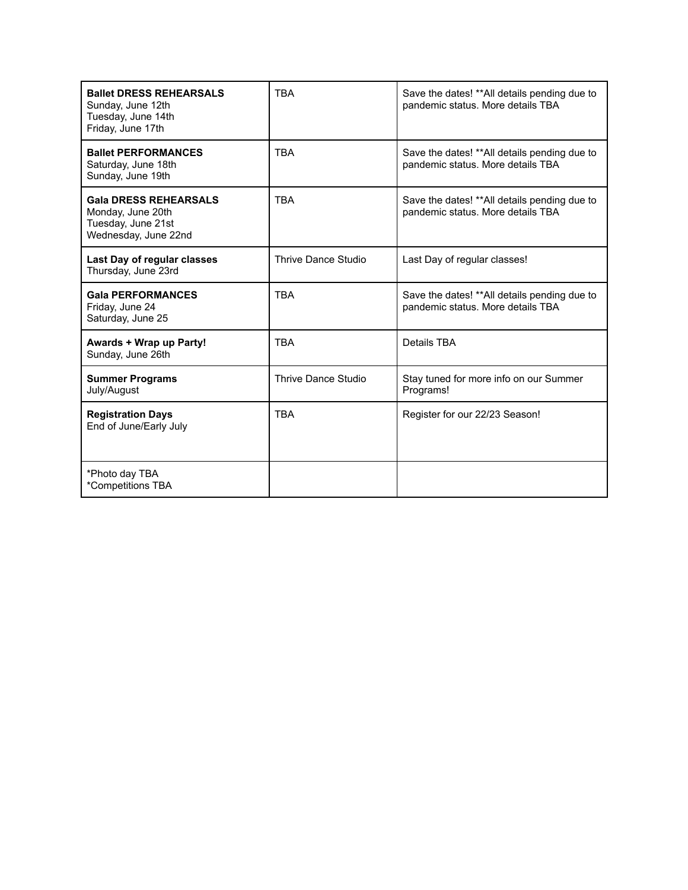| | | |
|---|---|---|
| **Ballet DRESS REHEARSALS**<br>Sunday, June 12th<br>Tuesday, June 14th<br>Friday, June 17th | TBA | Save the dates! **All details pending due to pandemic status. More details TBA |
| **Ballet PERFORMANCES**<br>Saturday, June 18th<br>Sunday, June 19th | TBA | Save the dates! **All details pending due to pandemic status. More details TBA |
| **Gala DRESS REHEARSALS**<br>Monday, June 20th<br>Tuesday, June 21st<br>Wednesday, June 22nd | TBA | Save the dates! **All details pending due to pandemic status. More details TBA |
| **Last Day of regular classes**<br>Thursday, June 23rd | Thrive Dance Studio | Last Day of regular classes! |
| **Gala PERFORMANCES**<br>Friday, June 24<br>Saturday, June 25 | TBA | Save the dates! **All details pending due to pandemic status. More details TBA |
| **Awards + Wrap up Party!**<br>Sunday, June 26th | TBA | Details TBA |
| **Summer Programs**<br>July/August | Thrive Dance Studio | Stay tuned for more info on our Summer Programs! |
| **Registration Days**<br>End of June/Early July | TBA | Register for our 22/23 Season! |
| *Photo day TBA<br>*Competitions TBA | | |